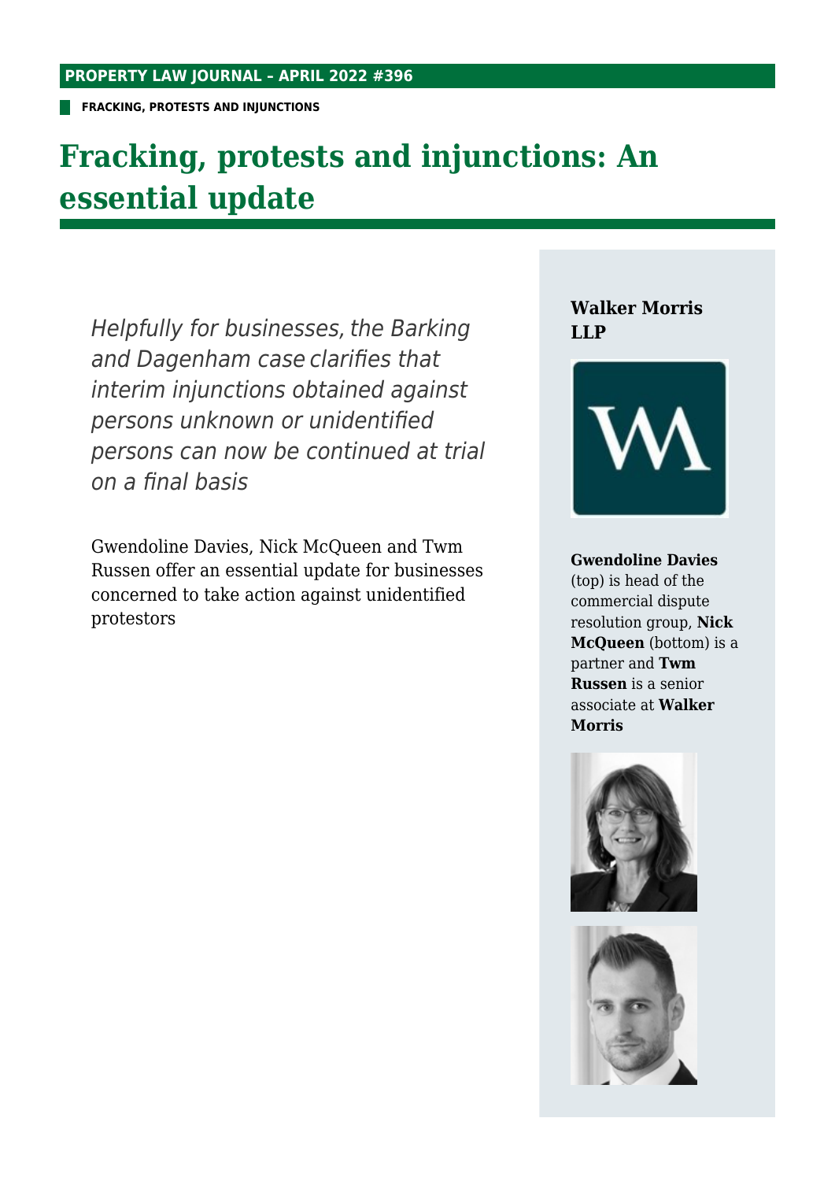PROPERTY LAW JOURNAL – APRIL 2022 #396

**FRACKING, PROTESTS AND INJUNCTIONS**

# Fracking, protests and injunctions: An essential update

*Helpfully for businesses, the Barking and Dagenham case clarifies that interim injunctions obtained against persons unknown or unidentified persons can now be continued at trial on a final basis*

Gwendoline Davies, Nick McQueen and Twm Russen offer an essential update for businesses concerned to take action against unidentified protestors

**Walker Morris LLP**

**Gwendoline Davies** (top) is head of the commercial dispute resolution group, **Nick McQueen** (bottom) is a partner and **Twm Russen** is a senior associate at **Walker Morris**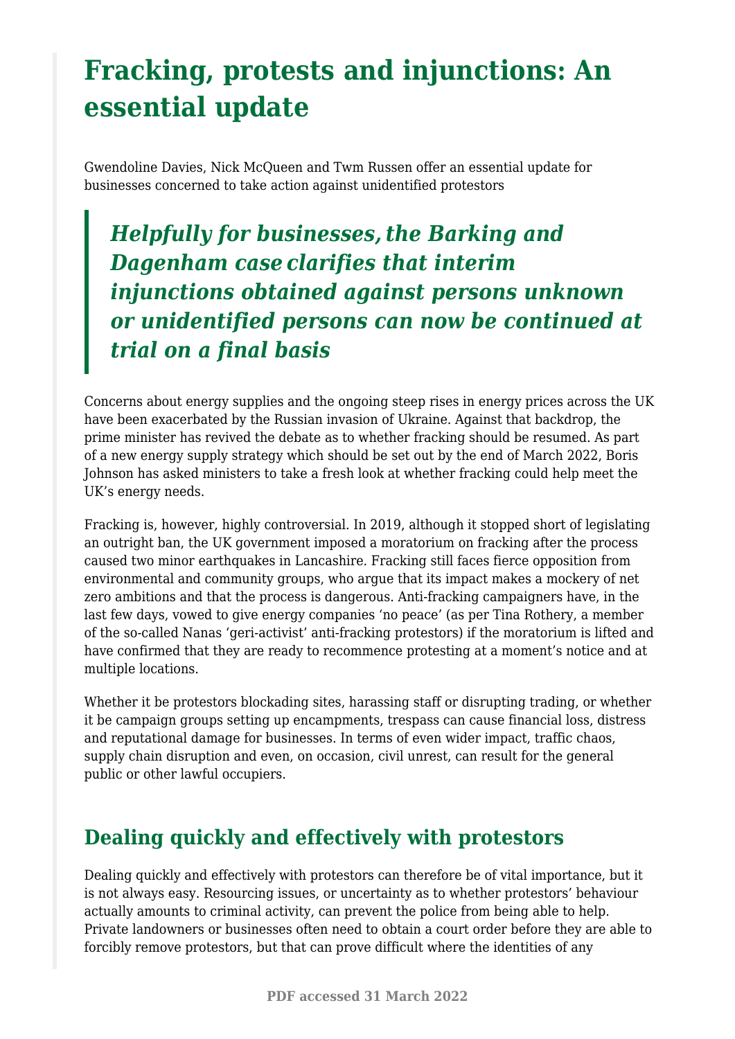# Fracking, protests and injunctions: An essential update

Gwendoline Davies, Nick McQueen and Twm Russen offer an essential update for businesses concerned to take action against unidentified protestors

> ***Helpfully for businesses, the Barking and Dagenham case clarifies that interim injunctions obtained against persons unknown or unidentified persons can now be continued at trial on a final basis***

Concerns about energy supplies and the ongoing steep rises in energy prices across the UK have been exacerbated by the Russian invasion of Ukraine. Against that backdrop, the prime minister has revived the debate as to whether fracking should be resumed. As part of a new energy supply strategy which should be set out by the end of March 2022, Boris Johnson has asked ministers to take a fresh look at whether fracking could help meet the UK's energy needs.

Fracking is, however, highly controversial. In 2019, although it stopped short of legislating an outright ban, the UK government imposed a moratorium on fracking after the process caused two minor earthquakes in Lancashire. Fracking still faces fierce opposition from environmental and community groups, who argue that its impact makes a mockery of net zero ambitions and that the process is dangerous. Anti-fracking campaigners have, in the last few days, vowed to give energy companies 'no peace' (as per Tina Rothery, a member of the so-called Nanas 'geri-activist' anti-fracking protestors) if the moratorium is lifted and have confirmed that they are ready to recommence protesting at a moment's notice and at multiple locations.

Whether it be protestors blockading sites, harassing staff or disrupting trading, or whether it be campaign groups setting up encampments, trespass can cause financial loss, distress and reputational damage for businesses. In terms of even wider impact, traffic chaos, supply chain disruption and even, on occasion, civil unrest, can result for the general public or other lawful occupiers.

## Dealing quickly and effectively with protestors

Dealing quickly and effectively with protestors can therefore be of vital importance, but it is not always easy. Resourcing issues, or uncertainty as to whether protestors' behaviour actually amounts to criminal activity, can prevent the police from being able to help. Private landowners or businesses often need to obtain a court order before they are able to forcibly remove protestors, but that can prove difficult where the identities of any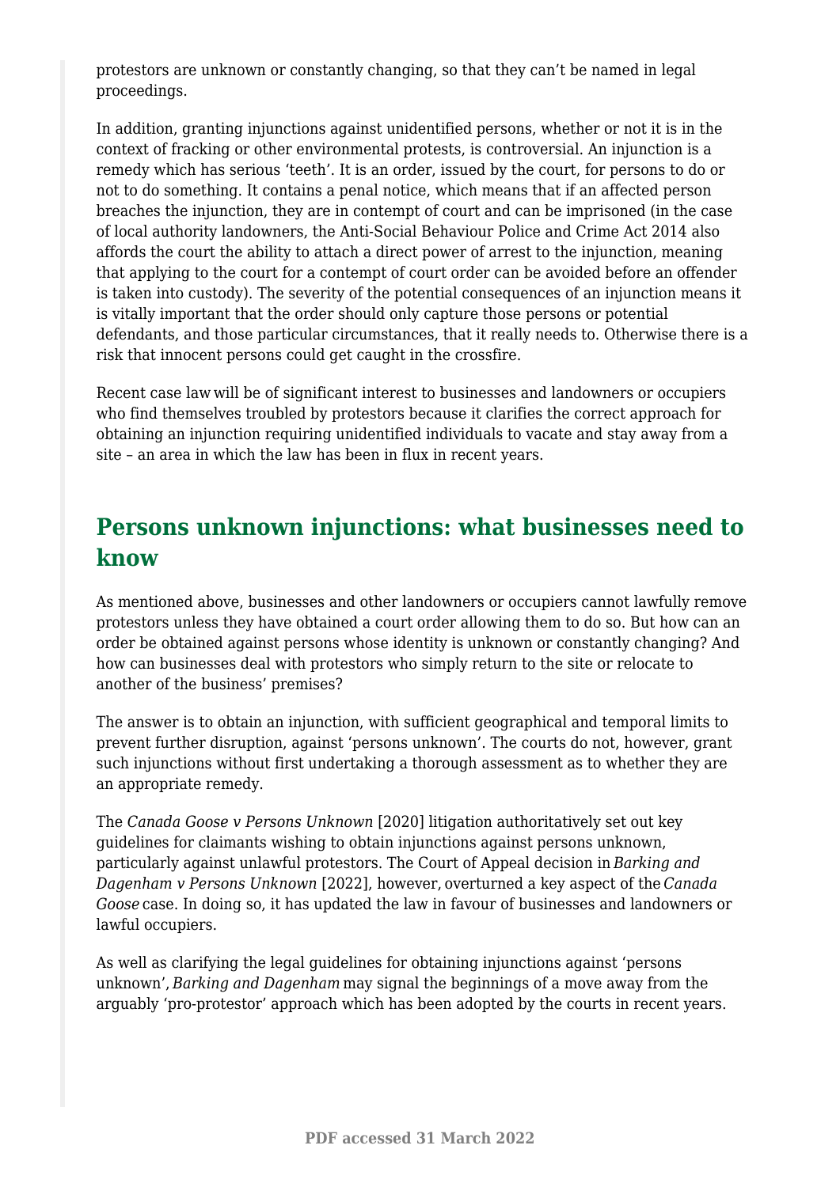protestors are unknown or constantly changing, so that they can't be named in legal proceedings.

In addition, granting injunctions against unidentified persons, whether or not it is in the context of fracking or other environmental protests, is controversial. An injunction is a remedy which has serious 'teeth'. It is an order, issued by the court, for persons to do or not to do something. It contains a penal notice, which means that if an affected person breaches the injunction, they are in contempt of court and can be imprisoned (in the case of local authority landowners, the Anti-Social Behaviour Police and Crime Act 2014 also affords the court the ability to attach a direct power of arrest to the injunction, meaning that applying to the court for a contempt of court order can be avoided before an offender is taken into custody). The severity of the potential consequences of an injunction means it is vitally important that the order should only capture those persons or potential defendants, and those particular circumstances, that it really needs to. Otherwise there is a risk that innocent persons could get caught in the crossfire.

Recent case law will be of significant interest to businesses and landowners or occupiers who find themselves troubled by protestors because it clarifies the correct approach for obtaining an injunction requiring unidentified individuals to vacate and stay away from a site – an area in which the law has been in flux in recent years.

## Persons unknown injunctions: what businesses need to know

As mentioned above, businesses and other landowners or occupiers cannot lawfully remove protestors unless they have obtained a court order allowing them to do so. But how can an order be obtained against persons whose identity is unknown or constantly changing? And how can businesses deal with protestors who simply return to the site or relocate to another of the business' premises?

The answer is to obtain an injunction, with sufficient geographical and temporal limits to prevent further disruption, against 'persons unknown'. The courts do not, however, grant such injunctions without first undertaking a thorough assessment as to whether they are an appropriate remedy.

The *Canada Goose v Persons Unknown* [2020] litigation authoritatively set out key guidelines for claimants wishing to obtain injunctions against persons unknown, particularly against unlawful protestors. The Court of Appeal decision in *Barking and Dagenham v Persons Unknown* [2022], however, overturned a key aspect of the *Canada Goose* case. In doing so, it has updated the law in favour of businesses and landowners or lawful occupiers.

As well as clarifying the legal guidelines for obtaining injunctions against 'persons unknown', *Barking and Dagenham* may signal the beginnings of a move away from the arguably 'pro-protestor' approach which has been adopted by the courts in recent years.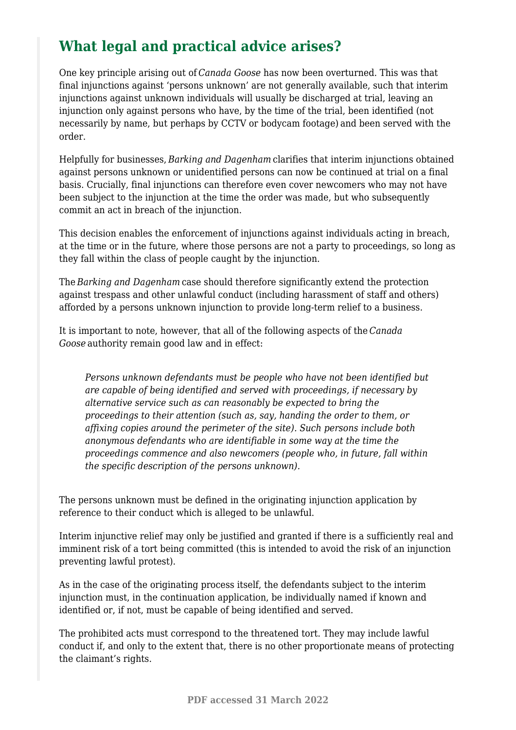## What legal and practical advice arises?

One key principle arising out of *Canada Goose* has now been overturned. This was that final injunctions against 'persons unknown' are not generally available, such that interim injunctions against unknown individuals will usually be discharged at trial, leaving an injunction only against persons who have, by the time of the trial, been identified (not necessarily by name, but perhaps by CCTV or bodycam footage) and been served with the order.

Helpfully for businesses, *Barking and Dagenham* clarifies that interim injunctions obtained against persons unknown or unidentified persons can now be continued at trial on a final basis. Crucially, final injunctions can therefore even cover newcomers who may not have been subject to the injunction at the time the order was made, but who subsequently commit an act in breach of the injunction.

This decision enables the enforcement of injunctions against individuals acting in breach, at the time or in the future, where those persons are not a party to proceedings, so long as they fall within the class of people caught by the injunction.

The *Barking and Dagenham* case should therefore significantly extend the protection against trespass and other unlawful conduct (including harassment of staff and others) afforded by a persons unknown injunction to provide long-term relief to a business.

It is important to note, however, that all of the following aspects of the *Canada Goose* authority remain good law and in effect:

> *Persons unknown defendants must be people who have not been identified but are capable of being identified and served with proceedings, if necessary by alternative service such as can reasonably be expected to bring the proceedings to their attention (such as, say, handing the order to them, or affixing copies around the perimeter of the site). Such persons include both anonymous defendants who are identifiable in some way at the time the proceedings commence and also newcomers (people who, in future, fall within the specific description of the persons unknown).*

The persons unknown must be defined in the originating injunction application by reference to their conduct which is alleged to be unlawful.

Interim injunctive relief may only be justified and granted if there is a sufficiently real and imminent risk of a tort being committed (this is intended to avoid the risk of an injunction preventing lawful protest).

As in the case of the originating process itself, the defendants subject to the interim injunction must, in the continuation application, be individually named if known and identified or, if not, must be capable of being identified and served.

The prohibited acts must correspond to the threatened tort. They may include lawful conduct if, and only to the extent that, there is no other proportionate means of protecting the claimant's rights.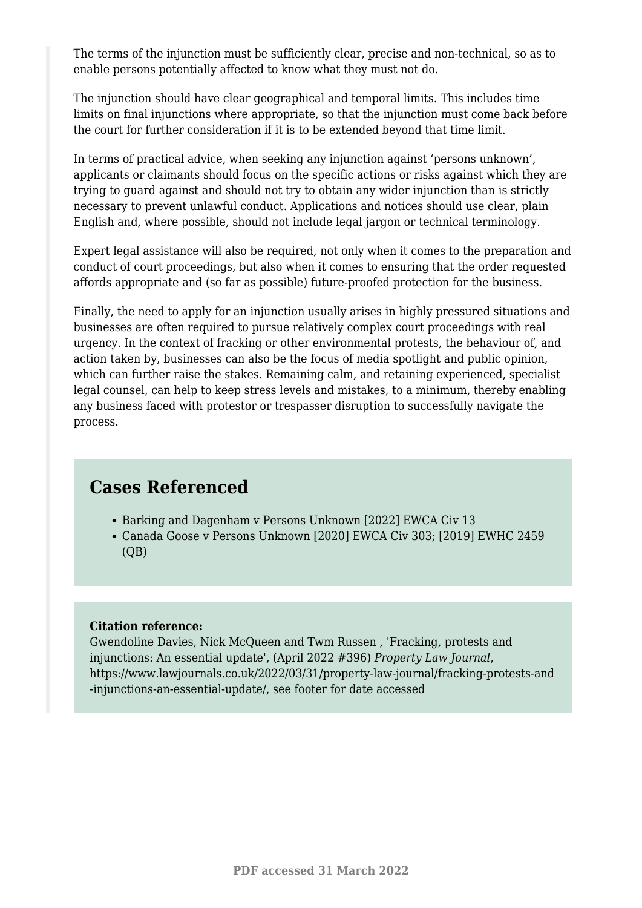The terms of the injunction must be sufficiently clear, precise and non-technical, so as to enable persons potentially affected to know what they must not do.

The injunction should have clear geographical and temporal limits. This includes time limits on final injunctions where appropriate, so that the injunction must come back before the court for further consideration if it is to be extended beyond that time limit.

In terms of practical advice, when seeking any injunction against 'persons unknown', applicants or claimants should focus on the specific actions or risks against which they are trying to guard against and should not try to obtain any wider injunction than is strictly necessary to prevent unlawful conduct. Applications and notices should use clear, plain English and, where possible, should not include legal jargon or technical terminology.

Expert legal assistance will also be required, not only when it comes to the preparation and conduct of court proceedings, but also when it comes to ensuring that the order requested affords appropriate and (so far as possible) future-proofed protection for the business.

Finally, the need to apply for an injunction usually arises in highly pressured situations and businesses are often required to pursue relatively complex court proceedings with real urgency. In the context of fracking or other environmental protests, the behaviour of, and action taken by, businesses can also be the focus of media spotlight and public opinion, which can further raise the stakes. Remaining calm, and retaining experienced, specialist legal counsel, can help to keep stress levels and mistakes, to a minimum, thereby enabling any business faced with protestor or trespasser disruption to successfully navigate the process.

## Cases Referenced

- Barking and Dagenham v Persons Unknown [2022] EWCA Civ 13
- Canada Goose v Persons Unknown [2020] EWCA Civ 303; [2019] EWHC 2459 (QB)

**Citation reference:**
Gwendoline Davies, Nick McQueen and Twm Russen , 'Fracking, protests and injunctions: An essential update', (April 2022 #396) *Property Law Journal*, https://www.lawjournals.co.uk/2022/03/31/property-law-journal/fracking-protests-and-injunctions-an-essential-update/, see footer for date accessed

**PDF accessed 31 March 2022**